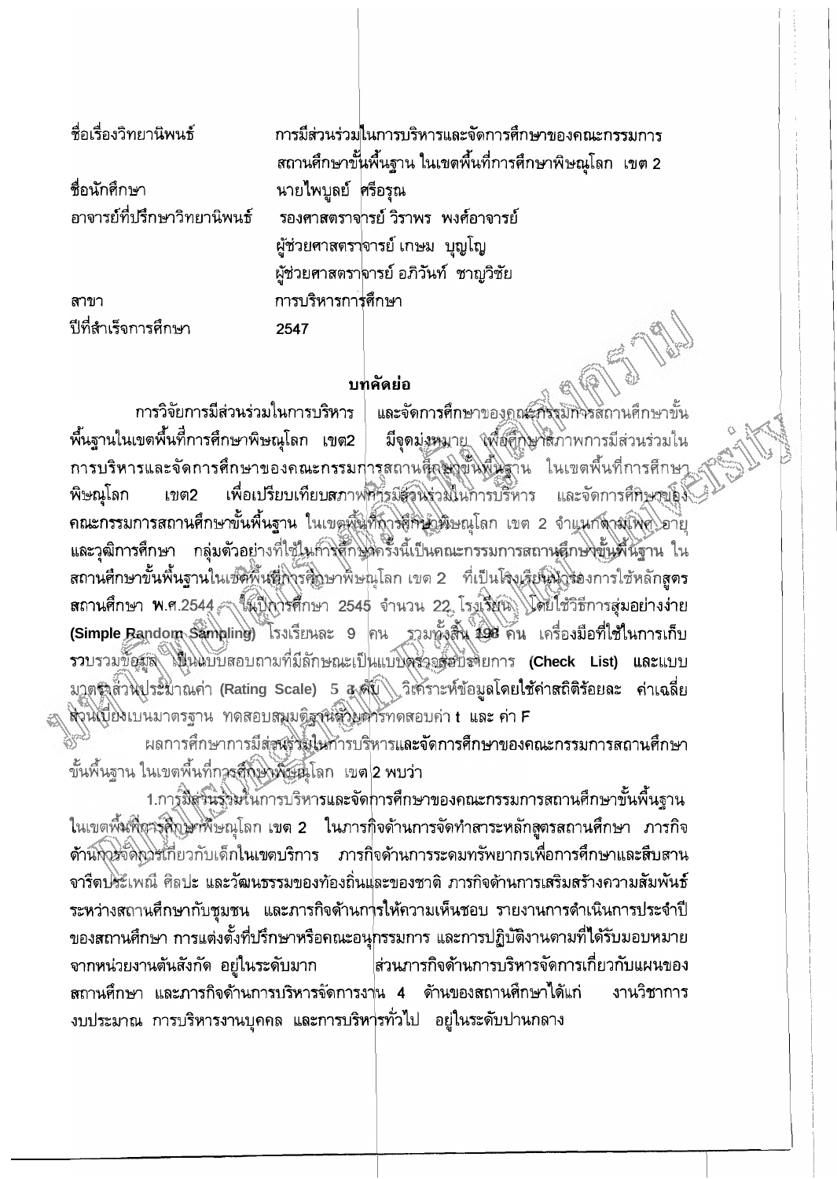| | |
|---|---|
| ชื่อเรื่องวิทยานิพนธ์ | การมีส่วนร่วมในการบริหารและจัดการศึกษาของคณะกรรมการสถานศึกษาขั้นพื้นฐาน ในเขตพื้นที่การศึกษาพิษณุโลก เขต 2 |
| ชื่อนักศึกษา | นายไพบูลย์ ศรีอรุณ |
| อาจารย์ที่ปรึกษาวิทยานิพนธ์ | รองศาสตราจารย์ วิราพร พงศ์อาจารย์<br>ผู้ช่วยศาสตราจารย์ เกษม บุญโญ<br>ผู้ช่วยศาสตราจารย์ อภิวันท์ ชาญวิชัย |
| สาขา | การบริหารการศึกษา |
| ปีที่สำเร็จการศึกษา | 2547 |

## บทคัดย่อ

การวิจัยการมีส่วนร่วมในการบริหาร และจัดการศึกษาของคณะกรรมการสถานศึกษาขั้นพื้นฐานในเขตพื้นที่การศึกษาพิษณุโลก เขต2 มีจุดมุ่งหมาย เพื่อศึกษาสภาพการมีส่วนร่วมในการบริหารและจัดการศึกษาของคณะกรรมการสถานศึกษาขั้นพื้นฐาน ในเขตพื้นที่การศึกษาพิษณุโลก เขต2 เพื่อเปรียบเทียบสภาพการมีส่วนร่วมในการบริหาร และจัดการศึกษาของคณะกรรมการสถานศึกษาขั้นพื้นฐาน ในเขตพื้นที่การศึกษาพิษณุโลก เขต 2 จำแนกตามเพศ อายุ และวุฒิการศึกษา กลุ่มตัวอย่างที่ใช้ในการศึกษาครั้งนี้เป็นคณะกรรมการสถานศึกษาขั้นพื้นฐาน ในสถานศึกษาขั้นพื้นฐานในเขตพื้นที่การศึกษาพิษณุโลก เขต 2 ที่เป็นโรงเรียนนำร่องการใช้หลักสูตรสถานศึกษา พ.ศ.2544 ในปีการศึกษา 2545 จำนวน 22 โรงเรียน โดยใช้วิธีการสุ่มอย่างง่าย **(Simple Random Sampling)** โรงเรียนละ 9 คน รวมทั้งสิ้น 198 คน เครื่องมือที่ใช้ในการเก็บรวบรวมข้อมูล เป็นแบบสอบถามที่มีลักษณะเป็นแบบตรวจสอบรายการ **(Check List)** และแบบมาตราส่วนประมาณค่า **(Rating Scale)** 5 ระดับ วิเคราะห์ข้อมูลโดยใช้ค่าสถิติร้อยละ ค่าเฉลี่ย ส่วนเบี่ยงเบนมาตรฐาน ทดสอบสมมติฐานด้วยการทดสอบค่า **t** และ ค่า **F**

ผลการศึกษาการมีส่วนร่วมในการบริหารและจัดการศึกษาของคณะกรรมการสถานศึกษาขั้นพื้นฐาน ในเขตพื้นที่การศึกษาพิษณุโลก เขต 2 พบว่า

1.การมีส่วนร่วมในการบริหารและจัดการศึกษาของคณะกรรมการสถานศึกษาขั้นพื้นฐาน ในเขตพื้นที่การศึกษาพิษณุโลก เขต 2 ในภารกิจด้านการจัดทำสาระหลักสูตรสถานศึกษา ภารกิจด้านการจัดการเกี่ยวกับเด็กในเขตบริการ ภารกิจด้านการระดมทรัพยากรเพื่อการศึกษาและสืบสานจารีตประเพณี ศิลปะ และวัฒนธรรมของท้องถิ่นและของชาติ ภารกิจด้านการเสริมสร้างความสัมพันธ์ระหว่างสถานศึกษากับชุมชน และภารกิจด้านการให้ความเห็นชอบ รายงานการดำเนินการประจำปีของสถานศึกษา การแต่งตั้งที่ปรึกษาหรือคณะอนุกรรมการ และการปฏิบัติงานตามที่ได้รับมอบหมายจากหน่วยงานต้นสังกัด อยู่ในระดับมาก ส่วนภารกิจด้านการบริหารจัดการเกี่ยวกับแผนของสถานศึกษา และภารกิจด้านการบริหารจัดการงาน 4 ด้านของสถานศึกษาได้แก่ งานวิชาการ งบประมาณ การบริหารงานบุคคล และการบริหารทั่วไป อยู่ในระดับปานกลาง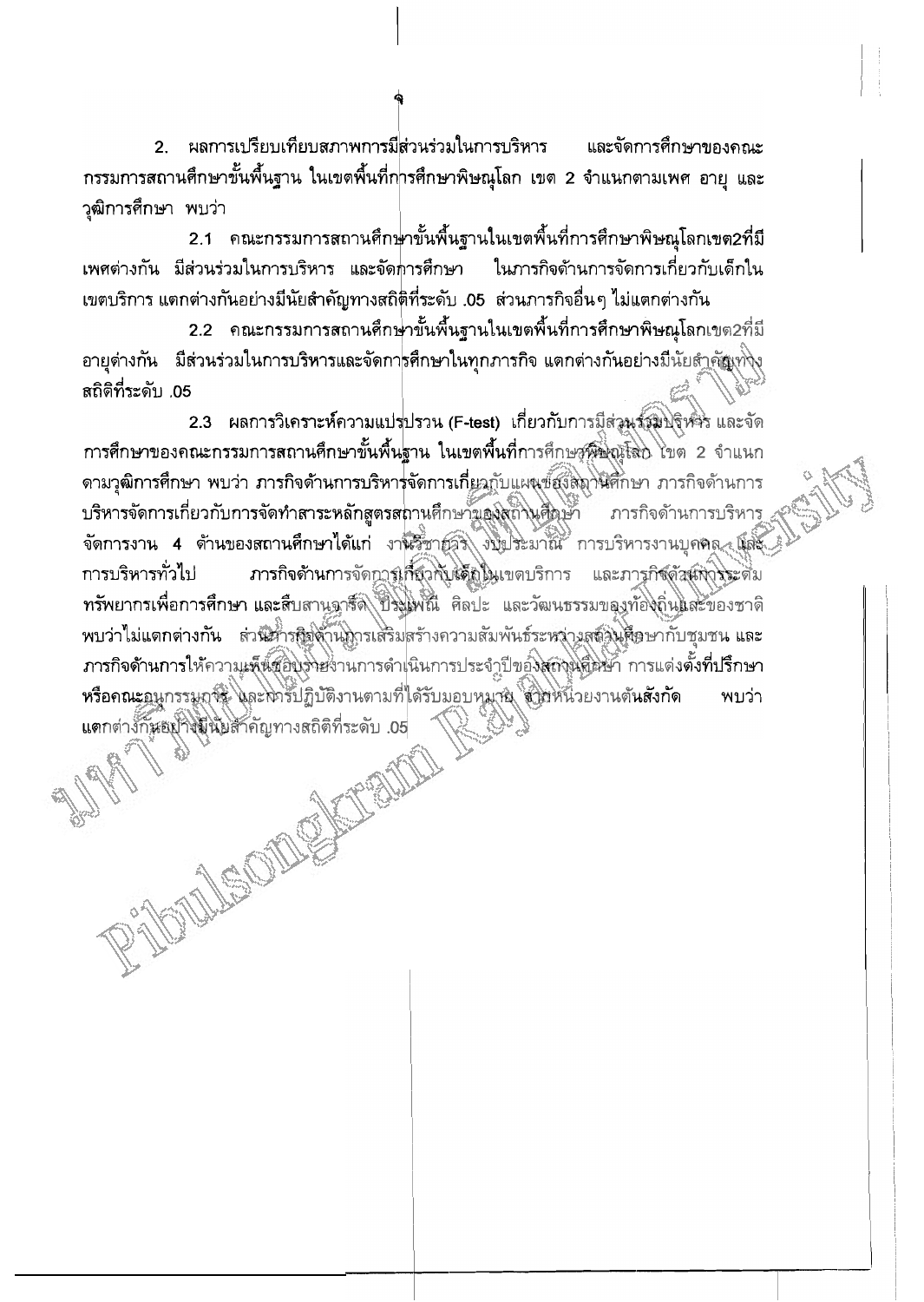2. ผลการเปรียบเทียบสภาพการมีส่วนร่วมในการบริหาร และจัดการศึกษาของคณะกรรมการสถานศึกษาขั้นพื้นฐาน ในเขตพื้นที่การศึกษาพิษณุโลก เขต 2 จำแนกตามเพศ อายุ และวุฒิการศึกษา พบว่า

2.1 คณะกรรมการสถานศึกษาขั้นพื้นฐานในเขตพื้นที่การศึกษาพิษณุโลกเขต2ที่มีเพศต่างกัน มีส่วนร่วมในการบริหาร และจัดการศึกษา ในภารกิจด้านการจัดการเกี่ยวกับเด็กในเขตบริการ แตกต่างกันอย่างมีนัยสำคัญทางสถิติที่ระดับ .05 ส่วนภารกิจอื่นๆ ไม่แตกต่างกัน

2.2 คณะกรรมการสถานศึกษาขั้นพื้นฐานในเขตพื้นที่การศึกษาพิษณุโลกเขต2ที่มีอายุต่างกัน มีส่วนร่วมในการบริหารและจัดการศึกษาในทุกภารกิจ แตกต่างกันอย่างมีนัยสำคัญทางสถิติที่ระดับ .05

2.3 ผลการวิเคราะห์ความแปรปรวน (F-test) เกี่ยวกับการมีส่วนร่วมบริหาร และจัดการศึกษาของคณะกรรมการสถานศึกษาขั้นพื้นฐาน ในเขตพื้นที่การศึกษาพิษณุโลก เขต 2 จำแนกตามวุฒิการศึกษา พบว่า ภารกิจด้านการบริหารจัดการเกี่ยวกับแผนของสถานศึกษา ภารกิจด้านการบริหารจัดการเกี่ยวกับการจัดทำสาระหลักสูตรสถานศึกษาของสถานศึกษา ภารกิจด้านการบริหารจัดการงาน 4 ด้านของสถานศึกษาได้แก่ งานวิชาการ งบประมาณ การบริหารงานบุคคล และการบริหารทั่วไป ภารกิจด้านการจัดการเกี่ยวกับเด็กในเขตบริการ และภารกิจด้านการระดมทรัพยากรเพื่อการศึกษา และสืบสานจารีต ประเพณี ศิลปะ และวัฒนธรรมของท้องถิ่นและของชาติ พบว่าไม่แตกต่างกัน ส่วนภารกิจด้านการเสริมสร้างความสัมพันธ์ระหว่างสถานศึกษากับชุมชน และภารกิจด้านการให้ความเห็นชอบรายงานการดำเนินการประจำปีของสถานศึกษา การแต่งตั้งที่ปรึกษาหรือคณะอนุกรรมการ และการปฏิบัติงานตามที่ได้รับมอบหมาย จากหน่วยงานต้นสังกัด พบว่า แตกต่างกันอย่างมีนัยสำคัญทางสถิติที่ระดับ .05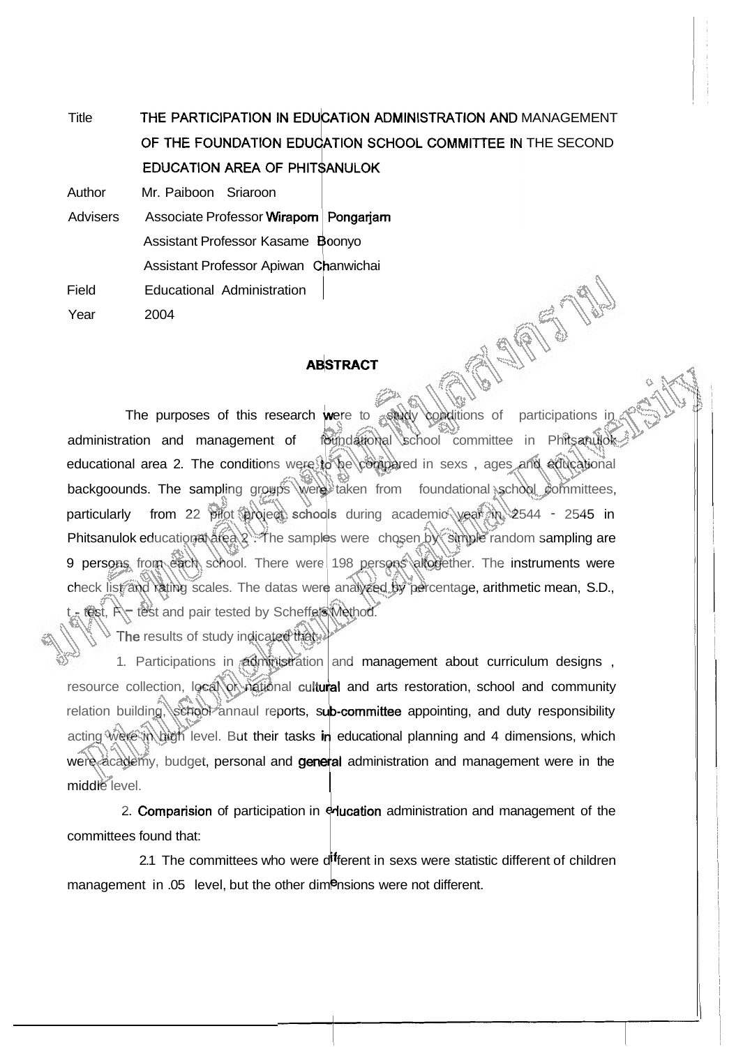| | |
|---|---|
| Title | THE PARTICIPATION IN EDUCATION ADMINISTRATION AND MANAGEMENT OF THE FOUNDATION EDUCATION SCHOOL COMMITTEE IN THE SECOND EDUCATION AREA OF PHITSANULOK |
| Author | Mr. Paiboon Sriaroon |
| Advisers | Associate Professor Wirapom Pongarjam |
| | Assistant Professor Kasame Boonyo |
| | Assistant Professor Apiwan Chanwichai |
| Field | Educational Administration |
| Year | 2004 |

## ABSTRACT

The purposes of this research were to study conditions of participations in administration and management of foundational school committee in Phitsanulok educational area 2. The conditions were to be compared in sexs , ages and educational backgoounds. The sampling groups were taken from foundational school committees, particularly from 22 pilot project schools during academic year in 2544 - 2545 in Phitsanulok educational area 2 . The samples were chosen by simple random sampling are 9 persons from each school. There were 198 persons altogether. The instruments were check list and rating scales. The datas were analyzed by percentage, arithmetic mean, S.D., t - test, F - test and pair tested by Scheffe's Method.

The results of study indicated that:

1. Participations in administration and management about curriculum designs , resource collection, local or national cultural and arts restoration, school and community relation building, school annaul reports, sub-committee appointing, and duty responsibility acting were in high level. But their tasks in educational planning and 4 dimensions, which were academy, budget, personal and general administration and management were in the middle level.

2. Comparision of participation in education administration and management of the committees found that:

2.1 The committees who were different in sexs were statistic different of children management in .05 level, but the other dimensions were not different.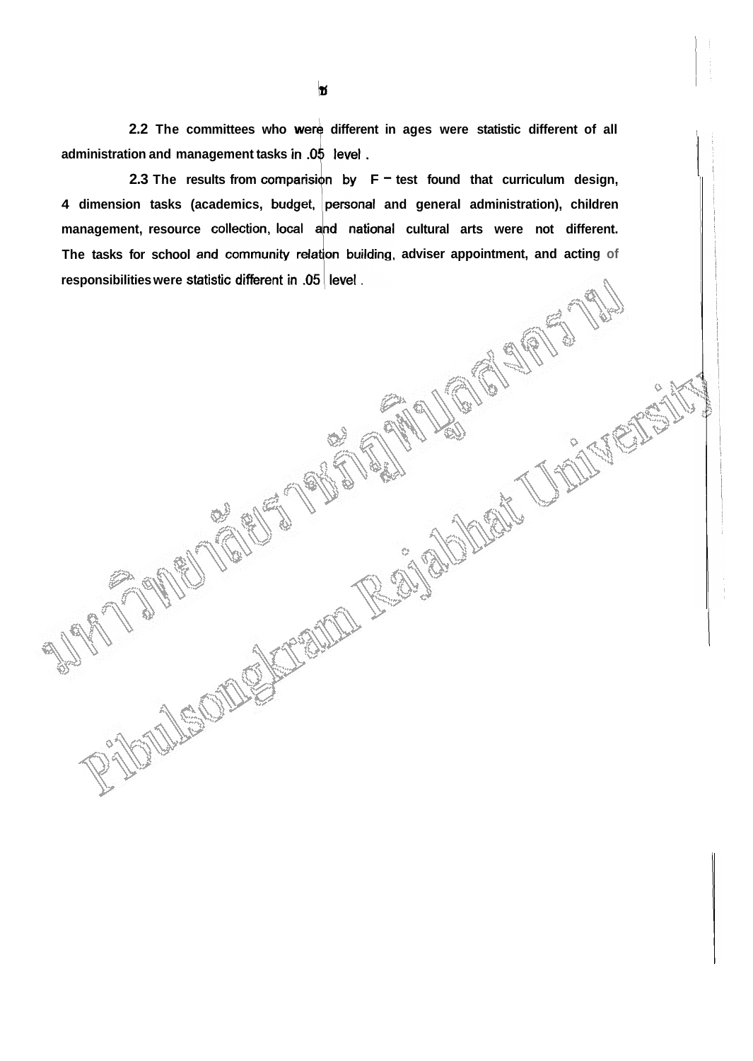**2.2** The committees who were different in ages were statistic different of all administration and management tasks in .05 level .

**2.3** The results from comparision by F – test found that curriculum design, 4 dimension tasks (academics, budget, personal and general administration), children management, resource collection, local and national cultural arts were not different. The tasks for school and community relation building, adviser appointment, and acting of responsibilities were statistic different in .05 level .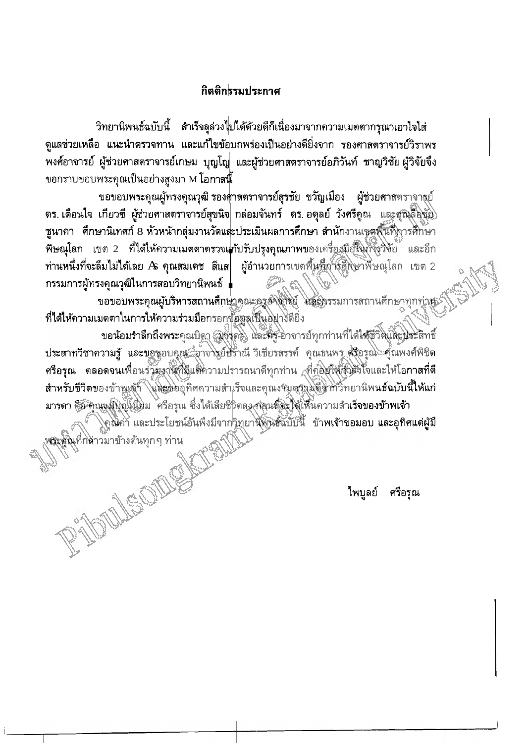## กิตติกรรมประกาศ

วิทยานิพนธ์ฉบับนี้ สำเร็จลุล่วงไปได้ด้วยดีก็เนื่องมาจากความเมตตากรุณาเอาใจใส่ ดูแลช่วยเหลือ แนะนำตรวจทาน และแก้ไขข้อบกพร่องเป็นอย่างดียิ่งจาก รองศาสตราจารย์วิราพร พงศ์อาจารย์ ผู้ช่วยศาสตราจารย์เกษม บุญโญ และผู้ช่วยศาสตราจารย์อภิวันท์ ชาญวิชัย ผู้วิจัยจึงขอกราบขอบพระคุณเป็นอย่างสูงมา M โอกาสนี้

ขอขอบพระคุณผู้ทรงคุณวุฒิ รองศาสตราจารย์สุรชัย ขวัญเมือง ผู้ช่วยศาสตราจารย์ ดร. เตือนใจ เกียวซี ผู้ช่วยศาสตราจารย์สุขนิจ กล่อมจันทร์ ดร. อดุลย์ วังศรีคูณ และคุณสือชัย ชูนาคา ศึกษานิเทศก์ 8 หัวหน้ากลุ่มงานวัดและประเมินผลการศึกษา สำนักงานเขตพื้นที่การศึกษาพิษณุโลก เขต 2 ที่ได้ให้ความเมตตาตรวจแก้ปรับปรุงคุณภาพของเครื่องมือในการวิจัย และอีกท่านหนึ่งที่จะลืมไม่ได้เลย As คุณสมเดช สีแส ผู้อำนวยการเขตพื้นที่การศึกษาพิษณุโลก เขต 2 กรรมการผู้ทรงคุณวุฒิในการสอบวิทยานิพนธ์

ขอขอบพระคุณผู้บริหารสถานศึกษา คณะครูอาจารย์ และกรรมการสถานศึกษาทุกท่าน ที่ได้ให้ความเมตตาในการให้ความร่วมมือกรอกข้อมูลเป็นอย่างดียิ่ง

ขอน้อมรำลึกถึงพระคุณบิดา มารดา และครู-อาจารย์ทุกท่านที่ได้ให้ชีวิตและประสิทธิ์ประสาทวิชาความรู้ และขอขอบคุณ อาจารย์ปราณี วิเชียรสรรค์ คุณธนพร ศรีอรุณ คุณพงศ์พิชิต ศรีอรุณ ตลอดจนเพื่อนร่วมงานที่มีแต่ความปรารถนาดีทุกท่าน ที่คอยให้กำลังใจและให้โอกาสที่ดีสำหรับชีวิตของข้าพเจ้า และขออุทิศความสำเร็จและคุณงามความดีจากวิทยานิพนธ์ฉบับนี้ให้แก่มารดา คือ คุณแม่บุญเนียม ศรีอรุณ ซึ่งได้เสียชีวิตลง ก่อนที่จะได้เห็นความสำเร็จของข้าพเจ้า

คุณค่า และประโยชน์อันพึงมีจากวิทยานิพนธ์ฉบับนี้ ข้าพเจ้าขอมอบ และอุทิศแด่ผู้มีพระคุณที่กล่าวมาข้างต้นทุกๆ ท่าน

ไพบูลย์ ศรีอรุณ